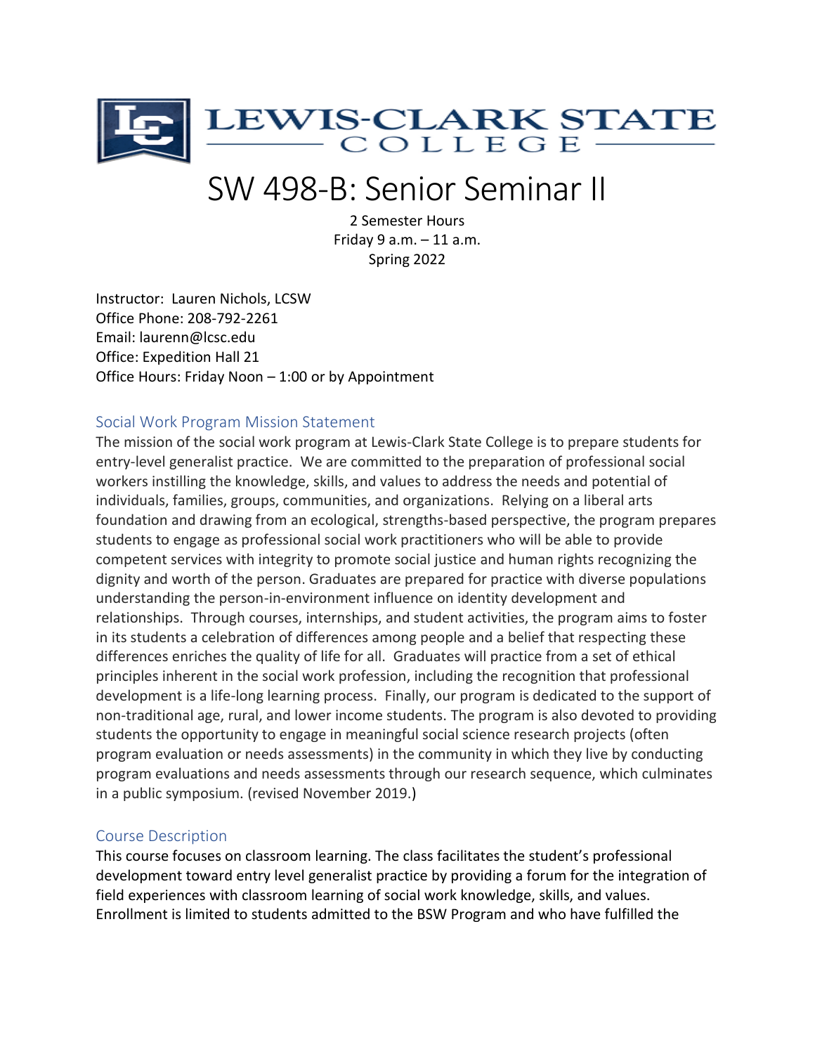# SW 498-B: Senior Seminar II

2 Semester Hours
Friday 9 a.m. – 11 a.m.
Spring 2022

Instructor: Lauren Nichols, LCSW
Office Phone: 208-792-2261
Email: laurenn@lcsc.edu
Office: Expedition Hall 21
Office Hours: Friday Noon – 1:00 or by Appointment

## Social Work Program Mission Statement

The mission of the social work program at Lewis-Clark State College is to prepare students for entry-level generalist practice. We are committed to the preparation of professional social workers instilling the knowledge, skills, and values to address the needs and potential of individuals, families, groups, communities, and organizations. Relying on a liberal arts foundation and drawing from an ecological, strengths-based perspective, the program prepares students to engage as professional social work practitioners who will be able to provide competent services with integrity to promote social justice and human rights recognizing the dignity and worth of the person. Graduates are prepared for practice with diverse populations understanding the person-in-environment influence on identity development and relationships. Through courses, internships, and student activities, the program aims to foster in its students a celebration of differences among people and a belief that respecting these differences enriches the quality of life for all. Graduates will practice from a set of ethical principles inherent in the social work profession, including the recognition that professional development is a life-long learning process. Finally, our program is dedicated to the support of non-traditional age, rural, and lower income students. The program is also devoted to providing students the opportunity to engage in meaningful social science research projects (often program evaluation or needs assessments) in the community in which they live by conducting program evaluations and needs assessments through our research sequence, which culminates in a public symposium. (revised November 2019.)

## Course Description

This course focuses on classroom learning. The class facilitates the student's professional development toward entry level generalist practice by providing a forum for the integration of field experiences with classroom learning of social work knowledge, skills, and values. Enrollment is limited to students admitted to the BSW Program and who have fulfilled the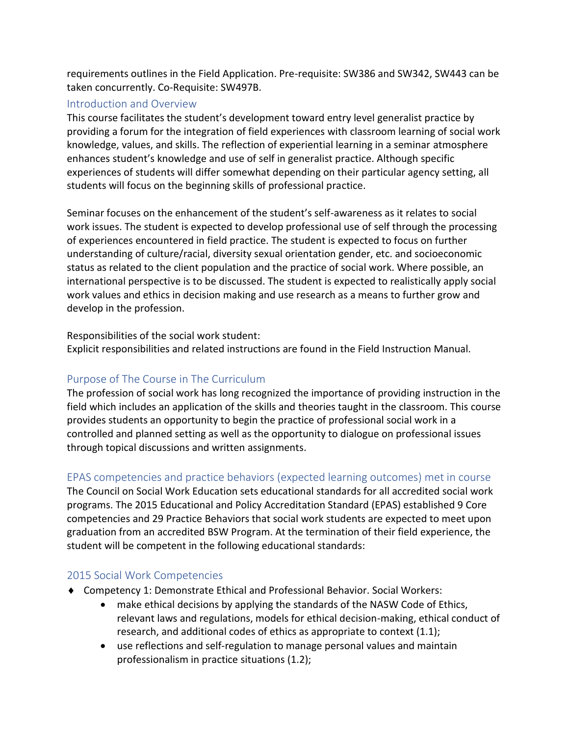requirements outlines in the Field Application. Pre-requisite: SW386 and SW342, SW443 can be taken concurrently. Co-Requisite: SW497B.

## Introduction and Overview

This course facilitates the student's development toward entry level generalist practice by providing a forum for the integration of field experiences with classroom learning of social work knowledge, values, and skills. The reflection of experiential learning in a seminar atmosphere enhances student's knowledge and use of self in generalist practice. Although specific experiences of students will differ somewhat depending on their particular agency setting, all students will focus on the beginning skills of professional practice.

Seminar focuses on the enhancement of the student's self-awareness as it relates to social work issues. The student is expected to develop professional use of self through the processing of experiences encountered in field practice. The student is expected to focus on further understanding of culture/racial, diversity sexual orientation gender, etc. and socioeconomic status as related to the client population and the practice of social work. Where possible, an international perspective is to be discussed. The student is expected to realistically apply social work values and ethics in decision making and use research as a means to further grow and develop in the profession.

Responsibilities of the social work student:
Explicit responsibilities and related instructions are found in the Field Instruction Manual.

## Purpose of The Course in The Curriculum

The profession of social work has long recognized the importance of providing instruction in the field which includes an application of the skills and theories taught in the classroom. This course provides students an opportunity to begin the practice of professional social work in a controlled and planned setting as well as the opportunity to dialogue on professional issues through topical discussions and written assignments.

## EPAS competencies and practice behaviors (expected learning outcomes) met in course

The Council on Social Work Education sets educational standards for all accredited social work programs. The 2015 Educational and Policy Accreditation Standard (EPAS) established 9 Core competencies and 29 Practice Behaviors that social work students are expected to meet upon graduation from an accredited BSW Program. At the termination of their field experience, the student will be competent in the following educational standards:

## 2015 Social Work Competencies

- Competency 1: Demonstrate Ethical and Professional Behavior. Social Workers:
    - make ethical decisions by applying the standards of the NASW Code of Ethics, relevant laws and regulations, models for ethical decision-making, ethical conduct of research, and additional codes of ethics as appropriate to context (1.1);
    - use reflections and self-regulation to manage personal values and maintain professionalism in practice situations (1.2);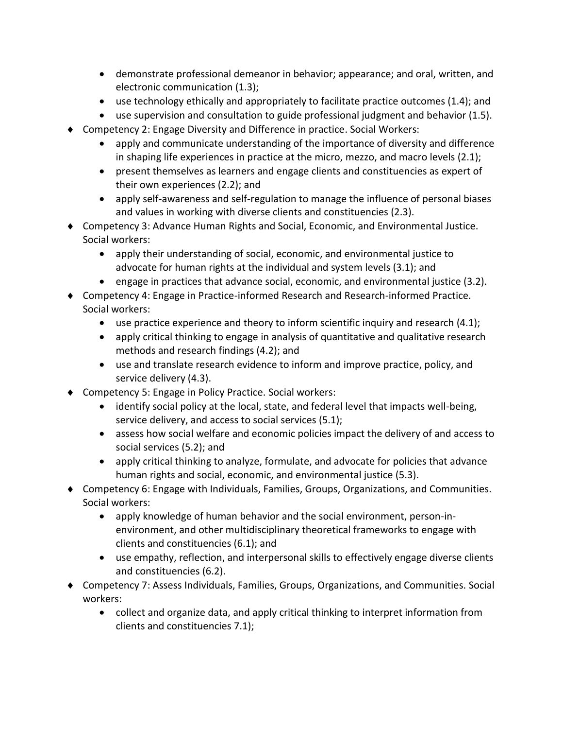- demonstrate professional demeanor in behavior; appearance; and oral, written, and electronic communication (1.3);
  - use technology ethically and appropriately to facilitate practice outcomes (1.4); and
  - use supervision and consultation to guide professional judgment and behavior (1.5).
- Competency 2: Engage Diversity and Difference in practice. Social Workers:
  - apply and communicate understanding of the importance of diversity and difference in shaping life experiences in practice at the micro, mezzo, and macro levels (2.1);
  - present themselves as learners and engage clients and constituencies as expert of their own experiences (2.2); and
  - apply self-awareness and self-regulation to manage the influence of personal biases and values in working with diverse clients and constituencies (2.3).
- Competency 3: Advance Human Rights and Social, Economic, and Environmental Justice. Social workers:
  - apply their understanding of social, economic, and environmental justice to advocate for human rights at the individual and system levels (3.1); and
  - engage in practices that advance social, economic, and environmental justice (3.2).
- Competency 4: Engage in Practice-informed Research and Research-informed Practice. Social workers:
  - use practice experience and theory to inform scientific inquiry and research (4.1);
  - apply critical thinking to engage in analysis of quantitative and qualitative research methods and research findings (4.2); and
  - use and translate research evidence to inform and improve practice, policy, and service delivery (4.3).
- Competency 5: Engage in Policy Practice. Social workers:
  - identify social policy at the local, state, and federal level that impacts well-being, service delivery, and access to social services (5.1);
  - assess how social welfare and economic policies impact the delivery of and access to social services (5.2); and
  - apply critical thinking to analyze, formulate, and advocate for policies that advance human rights and social, economic, and environmental justice (5.3).
- Competency 6: Engage with Individuals, Families, Groups, Organizations, and Communities. Social workers:
  - apply knowledge of human behavior and the social environment, person-in-environment, and other multidisciplinary theoretical frameworks to engage with clients and constituencies (6.1); and
  - use empathy, reflection, and interpersonal skills to effectively engage diverse clients and constituencies (6.2).
- Competency 7: Assess Individuals, Families, Groups, Organizations, and Communities. Social workers:
  - collect and organize data, and apply critical thinking to interpret information from clients and constituencies 7.1);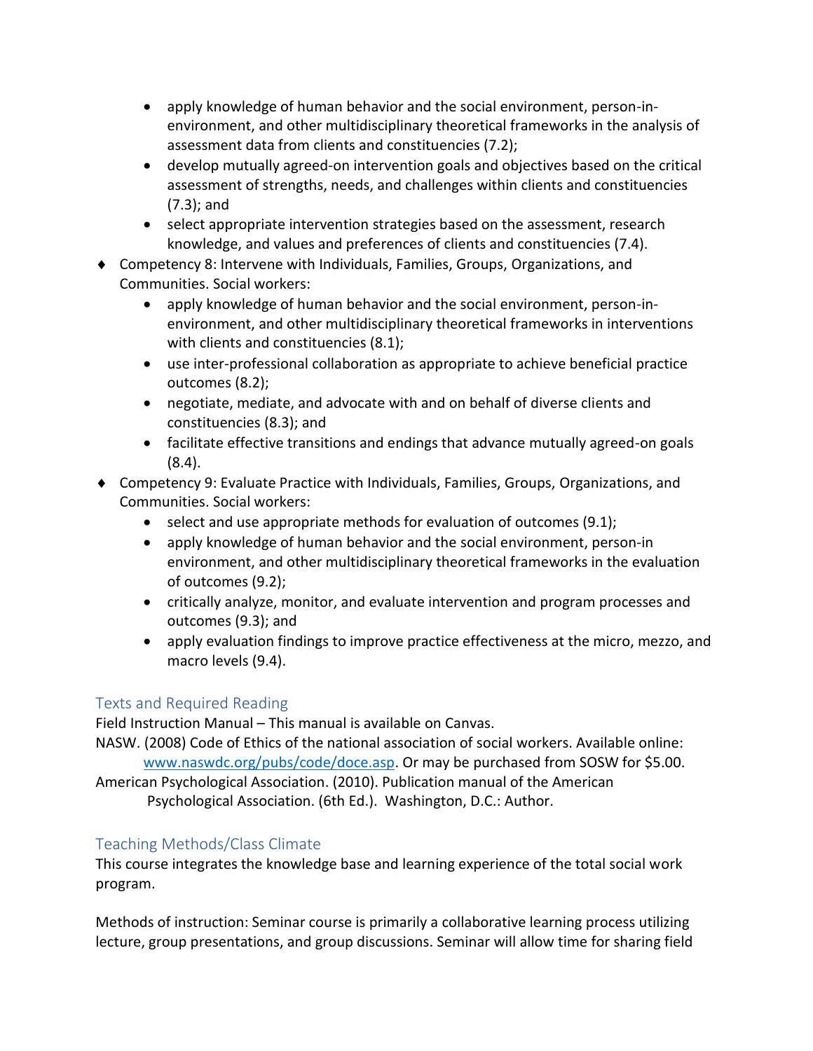- apply knowledge of human behavior and the social environment, person-in-environment, and other multidisciplinary theoretical frameworks in the analysis of assessment data from clients and constituencies (7.2);
    - develop mutually agreed-on intervention goals and objectives based on the critical assessment of strengths, needs, and challenges within clients and constituencies (7.3); and
    - select appropriate intervention strategies based on the assessment, research knowledge, and values and preferences of clients and constituencies (7.4).
- Competency 8: Intervene with Individuals, Families, Groups, Organizations, and Communities. Social workers:
    - apply knowledge of human behavior and the social environment, person-in-environment, and other multidisciplinary theoretical frameworks in interventions with clients and constituencies (8.1);
    - use inter-professional collaboration as appropriate to achieve beneficial practice outcomes (8.2);
    - negotiate, mediate, and advocate with and on behalf of diverse clients and constituencies (8.3); and
    - facilitate effective transitions and endings that advance mutually agreed-on goals (8.4).
- Competency 9: Evaluate Practice with Individuals, Families, Groups, Organizations, and Communities. Social workers:
    - select and use appropriate methods for evaluation of outcomes (9.1);
    - apply knowledge of human behavior and the social environment, person-in environment, and other multidisciplinary theoretical frameworks in the evaluation of outcomes (9.2);
    - critically analyze, monitor, and evaluate intervention and program processes and outcomes (9.3); and
    - apply evaluation findings to improve practice effectiveness at the micro, mezzo, and macro levels (9.4).

## Texts and Required Reading

Field Instruction Manual – This manual is available on Canvas.

NASW. (2008) Code of Ethics of the national association of social workers. Available online: www.naswdc.org/pubs/code/doce.asp. Or may be purchased from SOSW for $5.00.

American Psychological Association. (2010). Publication manual of the American Psychological Association. (6th Ed.). Washington, D.C.: Author.

## Teaching Methods/Class Climate

This course integrates the knowledge base and learning experience of the total social work program.

Methods of instruction: Seminar course is primarily a collaborative learning process utilizing lecture, group presentations, and group discussions. Seminar will allow time for sharing field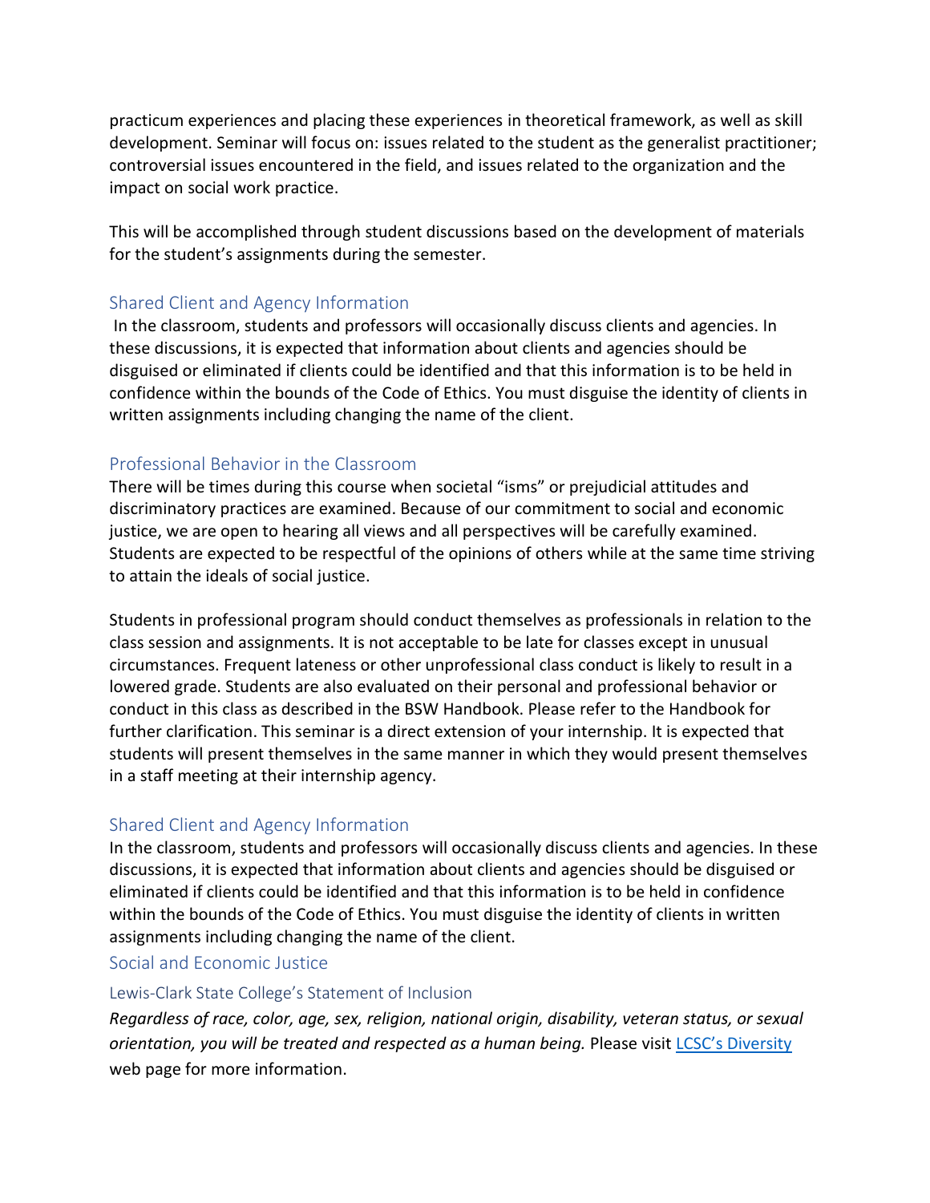practicum experiences and placing these experiences in theoretical framework, as well as skill development. Seminar will focus on: issues related to the student as the generalist practitioner; controversial issues encountered in the field, and issues related to the organization and the impact on social work practice.

This will be accomplished through student discussions based on the development of materials for the student's assignments during the semester.

## Shared Client and Agency Information

In the classroom, students and professors will occasionally discuss clients and agencies. In these discussions, it is expected that information about clients and agencies should be disguised or eliminated if clients could be identified and that this information is to be held in confidence within the bounds of the Code of Ethics. You must disguise the identity of clients in written assignments including changing the name of the client.

## Professional Behavior in the Classroom

There will be times during this course when societal "isms" or prejudicial attitudes and discriminatory practices are examined. Because of our commitment to social and economic justice, we are open to hearing all views and all perspectives will be carefully examined. Students are expected to be respectful of the opinions of others while at the same time striving to attain the ideals of social justice.

Students in professional program should conduct themselves as professionals in relation to the class session and assignments. It is not acceptable to be late for classes except in unusual circumstances. Frequent lateness or other unprofessional class conduct is likely to result in a lowered grade. Students are also evaluated on their personal and professional behavior or conduct in this class as described in the BSW Handbook. Please refer to the Handbook for further clarification. This seminar is a direct extension of your internship. It is expected that students will present themselves in the same manner in which they would present themselves in a staff meeting at their internship agency.

## Shared Client and Agency Information

In the classroom, students and professors will occasionally discuss clients and agencies. In these discussions, it is expected that information about clients and agencies should be disguised or eliminated if clients could be identified and that this information is to be held in confidence within the bounds of the Code of Ethics. You must disguise the identity of clients in written assignments including changing the name of the client.

## Social and Economic Justice

### Lewis-Clark State College's Statement of Inclusion

*Regardless of race, color, age, sex, religion, national origin, disability, veteran status, or sexual orientation, you will be treated and respected as a human being.* Please visit [LCSC's Diversity](LCSC's Diversity) web page for more information.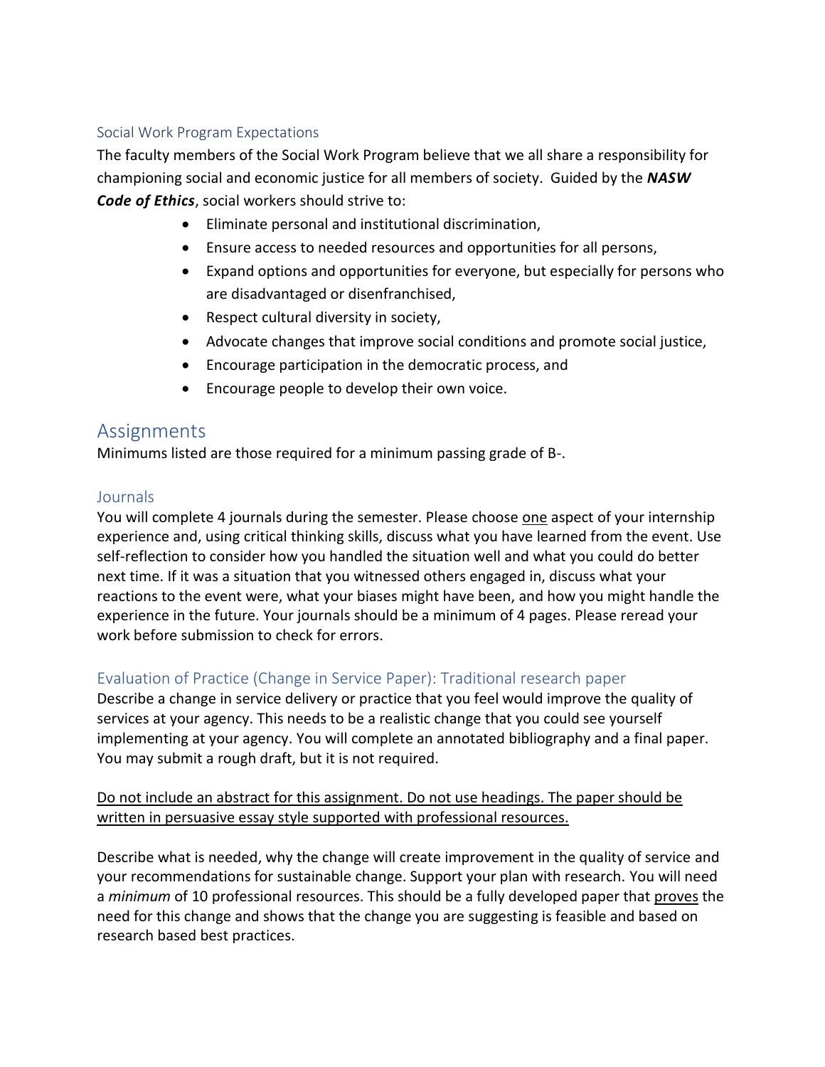### Social Work Program Expectations

The faculty members of the Social Work Program believe that we all share a responsibility for championing social and economic justice for all members of society. Guided by the ***NASW Code of Ethics***, social workers should strive to:

- Eliminate personal and institutional discrimination,
- Ensure access to needed resources and opportunities for all persons,
- Expand options and opportunities for everyone, but especially for persons who are disadvantaged or disenfranchised,
- Respect cultural diversity in society,
- Advocate changes that improve social conditions and promote social justice,
- Encourage participation in the democratic process, and
- Encourage people to develop their own voice.

## Assignments

Minimums listed are those required for a minimum passing grade of B-.

### Journals

You will complete 4 journals during the semester. Please choose <u>one</u> aspect of your internship experience and, using critical thinking skills, discuss what you have learned from the event. Use self-reflection to consider how you handled the situation well and what you could do better next time. If it was a situation that you witnessed others engaged in, discuss what your reactions to the event were, what your biases might have been, and how you might handle the experience in the future. Your journals should be a minimum of 4 pages. Please reread your work before submission to check for errors.

### Evaluation of Practice (Change in Service Paper): Traditional research paper

Describe a change in service delivery or practice that you feel would improve the quality of services at your agency. This needs to be a realistic change that you could see yourself implementing at your agency. You will complete an annotated bibliography and a final paper. You may submit a rough draft, but it is not required.

<u>Do not include an abstract for this assignment. Do not use headings. The paper should be written in persuasive essay style supported with professional resources.</u>

Describe what is needed, why the change will create improvement in the quality of service and your recommendations for sustainable change. Support your plan with research. You will need a *minimum* of 10 professional resources. This should be a fully developed paper that <u>proves</u> the need for this change and shows that the change you are suggesting is feasible and based on research based best practices.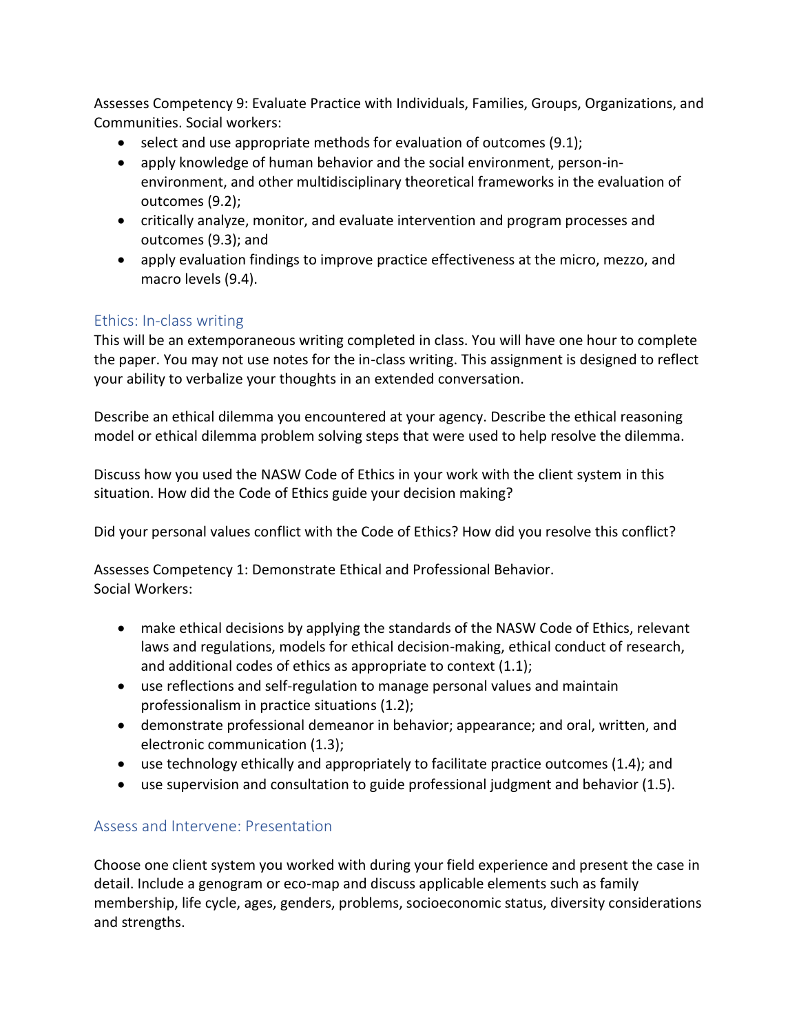Assesses Competency 9: Evaluate Practice with Individuals, Families, Groups, Organizations, and Communities. Social workers:

- select and use appropriate methods for evaluation of outcomes (9.1);
- apply knowledge of human behavior and the social environment, person-in-environment, and other multidisciplinary theoretical frameworks in the evaluation of outcomes (9.2);
- critically analyze, monitor, and evaluate intervention and program processes and outcomes (9.3); and
- apply evaluation findings to improve practice effectiveness at the micro, mezzo, and macro levels (9.4).

## Ethics: In-class writing

This will be an extemporaneous writing completed in class. You will have one hour to complete the paper. You may not use notes for the in-class writing. This assignment is designed to reflect your ability to verbalize your thoughts in an extended conversation.

Describe an ethical dilemma you encountered at your agency. Describe the ethical reasoning model or ethical dilemma problem solving steps that were used to help resolve the dilemma.

Discuss how you used the NASW Code of Ethics in your work with the client system in this situation. How did the Code of Ethics guide your decision making?

Did your personal values conflict with the Code of Ethics? How did you resolve this conflict?

Assesses Competency 1: Demonstrate Ethical and Professional Behavior.
Social Workers:

- make ethical decisions by applying the standards of the NASW Code of Ethics, relevant laws and regulations, models for ethical decision-making, ethical conduct of research, and additional codes of ethics as appropriate to context (1.1);
- use reflections and self-regulation to manage personal values and maintain professionalism in practice situations (1.2);
- demonstrate professional demeanor in behavior; appearance; and oral, written, and electronic communication (1.3);
- use technology ethically and appropriately to facilitate practice outcomes (1.4); and
- use supervision and consultation to guide professional judgment and behavior (1.5).

## Assess and Intervene: Presentation

Choose one client system you worked with during your field experience and present the case in detail. Include a genogram or eco-map and discuss applicable elements such as family membership, life cycle, ages, genders, problems, socioeconomic status, diversity considerations and strengths.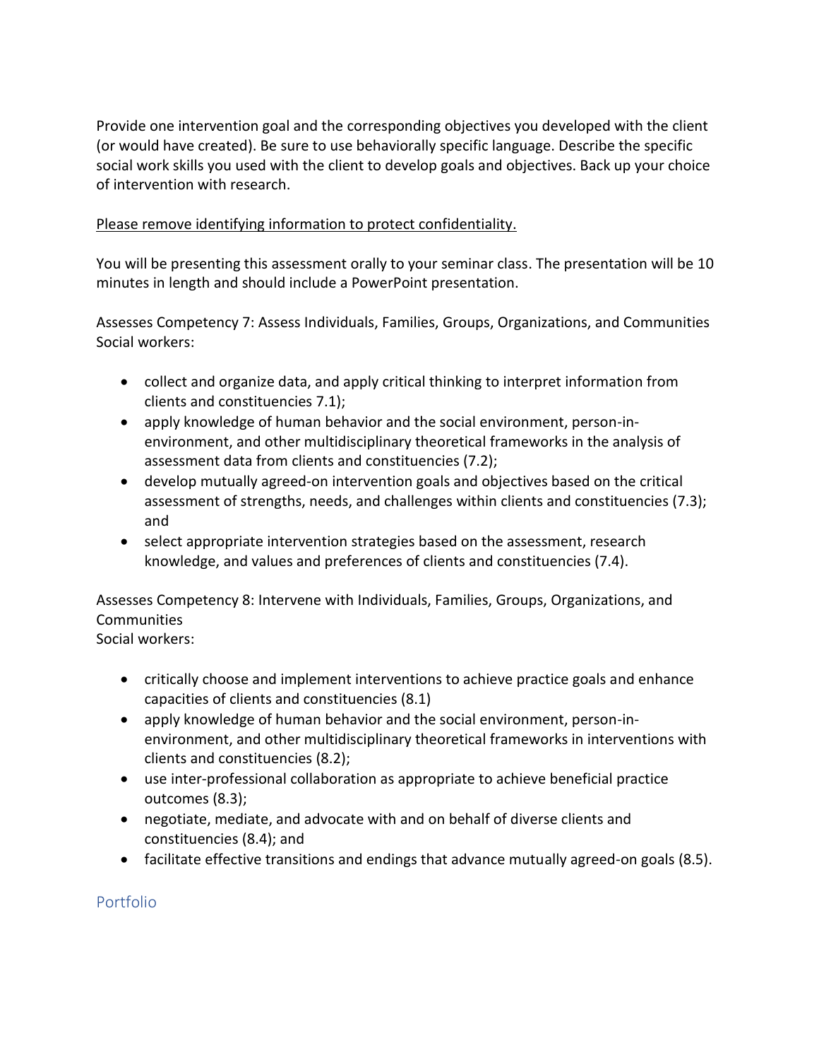Provide one intervention goal and the corresponding objectives you developed with the client (or would have created). Be sure to use behaviorally specific language. Describe the specific social work skills you used with the client to develop goals and objectives. Back up your choice of intervention with research.

<u>Please remove identifying information to protect confidentiality.</u>

You will be presenting this assessment orally to your seminar class. The presentation will be 10 minutes in length and should include a PowerPoint presentation.

Assesses Competency 7: Assess Individuals, Families, Groups, Organizations, and Communities
Social workers:

- collect and organize data, and apply critical thinking to interpret information from clients and constituencies 7.1);
- apply knowledge of human behavior and the social environment, person-in-environment, and other multidisciplinary theoretical frameworks in the analysis of assessment data from clients and constituencies (7.2);
- develop mutually agreed-on intervention goals and objectives based on the critical assessment of strengths, needs, and challenges within clients and constituencies (7.3); and
- select appropriate intervention strategies based on the assessment, research knowledge, and values and preferences of clients and constituencies (7.4).

Assesses Competency 8: Intervene with Individuals, Families, Groups, Organizations, and Communities
Social workers:

- critically choose and implement interventions to achieve practice goals and enhance capacities of clients and constituencies (8.1)
- apply knowledge of human behavior and the social environment, person-in-environment, and other multidisciplinary theoretical frameworks in interventions with clients and constituencies (8.2);
- use inter-professional collaboration as appropriate to achieve beneficial practice outcomes (8.3);
- negotiate, mediate, and advocate with and on behalf of diverse clients and constituencies (8.4); and
- facilitate effective transitions and endings that advance mutually agreed-on goals (8.5).

## Portfolio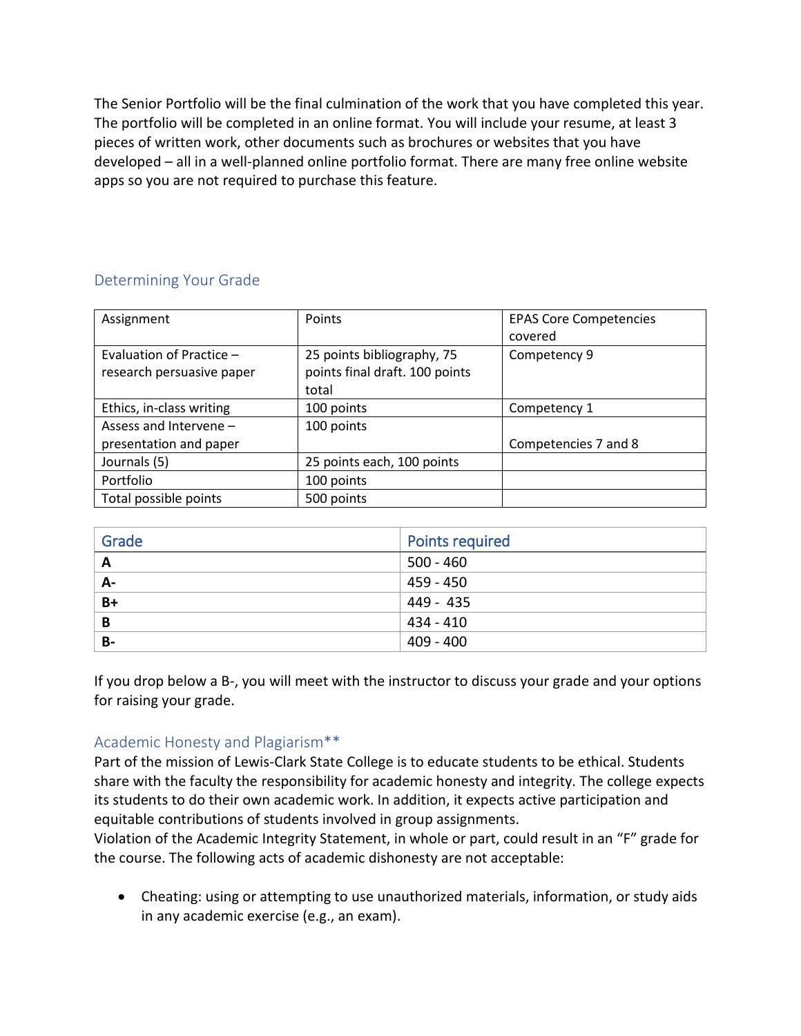The Senior Portfolio will be the final culmination of the work that you have completed this year. The portfolio will be completed in an online format. You will include your resume, at least 3 pieces of written work, other documents such as brochures or websites that you have developed – all in a well-planned online portfolio format. There are many free online website apps so you are not required to purchase this feature.

## Determining Your Grade

| Assignment | Points | EPAS Core Competencies covered |
|---|---|---|
| Evaluation of Practice – research persuasive paper | 25 points bibliography, 75 points final draft. 100 points total | Competency 9 |
| Ethics, in-class writing | 100 points | Competency 1 |
| Assess and Intervene – presentation and paper | 100 points | Competencies 7 and 8 |
| Journals (5) | 25 points each, 100 points | |
| Portfolio | 100 points | |
| Total possible points | 500 points | |

| Grade | Points required |
|---|---|
| **A** | 500 - 460 |
| **A-** | 459 - 450 |
| **B+** | 449 - 435 |
| **B** | 434 - 410 |
| **B-** | 409 - 400 |

If you drop below a B-, you will meet with the instructor to discuss your grade and your options for raising your grade.

## Academic Honesty and Plagiarism**

Part of the mission of Lewis-Clark State College is to educate students to be ethical. Students share with the faculty the responsibility for academic honesty and integrity. The college expects its students to do their own academic work. In addition, it expects active participation and equitable contributions of students involved in group assignments.

Violation of the Academic Integrity Statement, in whole or part, could result in an "F" grade for the course. The following acts of academic dishonesty are not acceptable:

- Cheating: using or attempting to use unauthorized materials, information, or study aids in any academic exercise (e.g., an exam).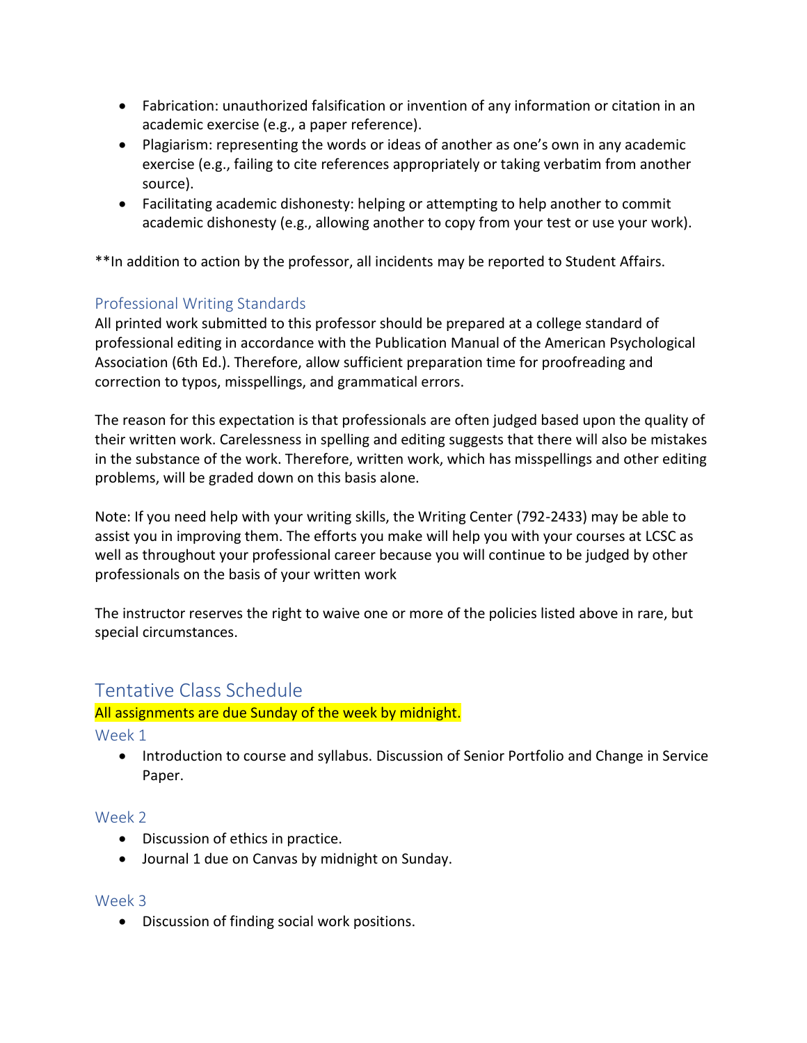- Fabrication: unauthorized falsification or invention of any information or citation in an academic exercise (e.g., a paper reference).
- Plagiarism: representing the words or ideas of another as one's own in any academic exercise (e.g., failing to cite references appropriately or taking verbatim from another source).
- Facilitating academic dishonesty: helping or attempting to help another to commit academic dishonesty (e.g., allowing another to copy from your test or use your work).

**In addition to action by the professor, all incidents may be reported to Student Affairs.

### Professional Writing Standards

All printed work submitted to this professor should be prepared at a college standard of professional editing in accordance with the Publication Manual of the American Psychological Association (6th Ed.). Therefore, allow sufficient preparation time for proofreading and correction to typos, misspellings, and grammatical errors.

The reason for this expectation is that professionals are often judged based upon the quality of their written work. Carelessness in spelling and editing suggests that there will also be mistakes in the substance of the work. Therefore, written work, which has misspellings and other editing problems, will be graded down on this basis alone.

Note: If you need help with your writing skills, the Writing Center (792-2433) may be able to assist you in improving them. The efforts you make will help you with your courses at LCSC as well as throughout your professional career because you will continue to be judged by other professionals on the basis of your written work

The instructor reserves the right to waive one or more of the policies listed above in rare, but special circumstances.

## Tentative Class Schedule

All assignments are due Sunday of the week by midnight.

### Week 1

- Introduction to course and syllabus. Discussion of Senior Portfolio and Change in Service Paper.

### Week 2

- Discussion of ethics in practice.
- Journal 1 due on Canvas by midnight on Sunday.

### Week 3

- Discussion of finding social work positions.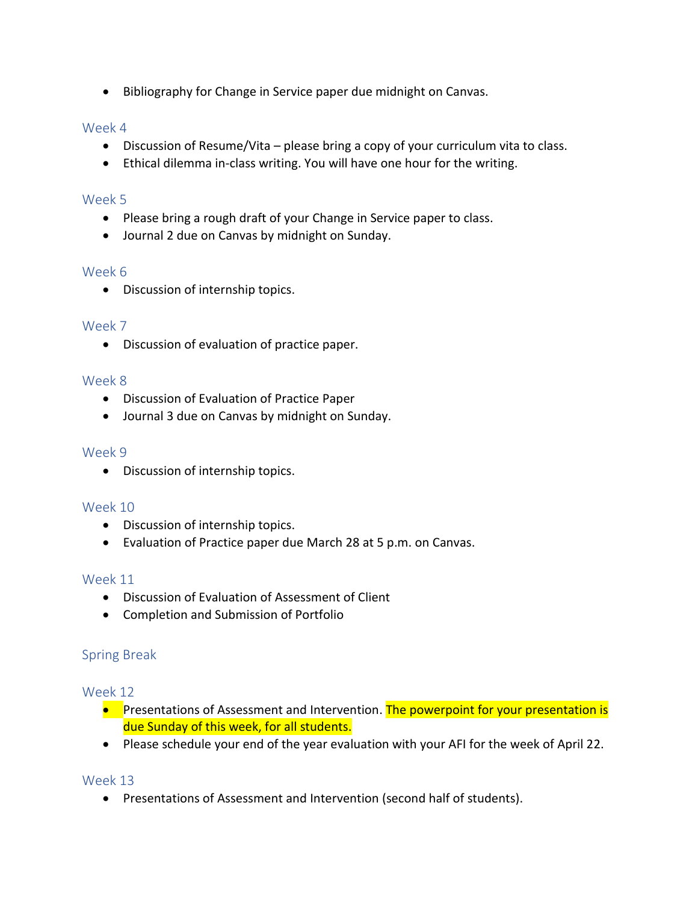- Bibliography for Change in Service paper due midnight on Canvas.

### Week 4

- Discussion of Resume/Vita – please bring a copy of your curriculum vita to class.
- Ethical dilemma in-class writing. You will have one hour for the writing.

### Week 5

- Please bring a rough draft of your Change in Service paper to class.
- Journal 2 due on Canvas by midnight on Sunday.

### Week 6

- Discussion of internship topics.

### Week 7

- Discussion of evaluation of practice paper.

### Week 8

- Discussion of Evaluation of Practice Paper
- Journal 3 due on Canvas by midnight on Sunday.

### Week 9

- Discussion of internship topics.

### Week 10

- Discussion of internship topics.
- Evaluation of Practice paper due March 28 at 5 p.m. on Canvas.

### Week 11

- Discussion of Evaluation of Assessment of Client
- Completion and Submission of Portfolio

### Spring Break

### Week 12

- Presentations of Assessment and Intervention. The powerpoint for your presentation is due Sunday of this week, for all students.
- Please schedule your end of the year evaluation with your AFI for the week of April 22.

### Week 13

- Presentations of Assessment and Intervention (second half of students).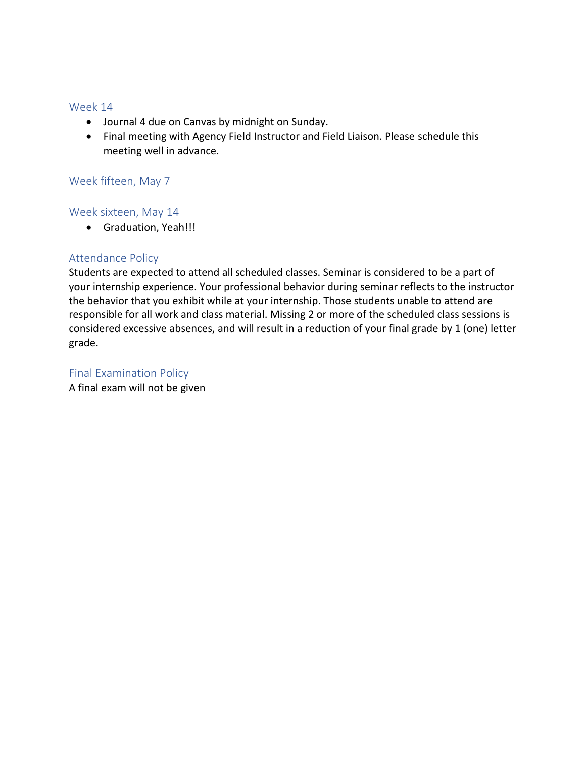### Week 14

- Journal 4 due on Canvas by midnight on Sunday.
- Final meeting with Agency Field Instructor and Field Liaison. Please schedule this meeting well in advance.

### Week fifteen, May 7

### Week sixteen, May 14

- Graduation, Yeah!!!

### Attendance Policy

Students are expected to attend all scheduled classes. Seminar is considered to be a part of your internship experience. Your professional behavior during seminar reflects to the instructor the behavior that you exhibit while at your internship. Those students unable to attend are responsible for all work and class material. Missing 2 or more of the scheduled class sessions is considered excessive absences, and will result in a reduction of your final grade by 1 (one) letter grade.

### Final Examination Policy

A final exam will not be given